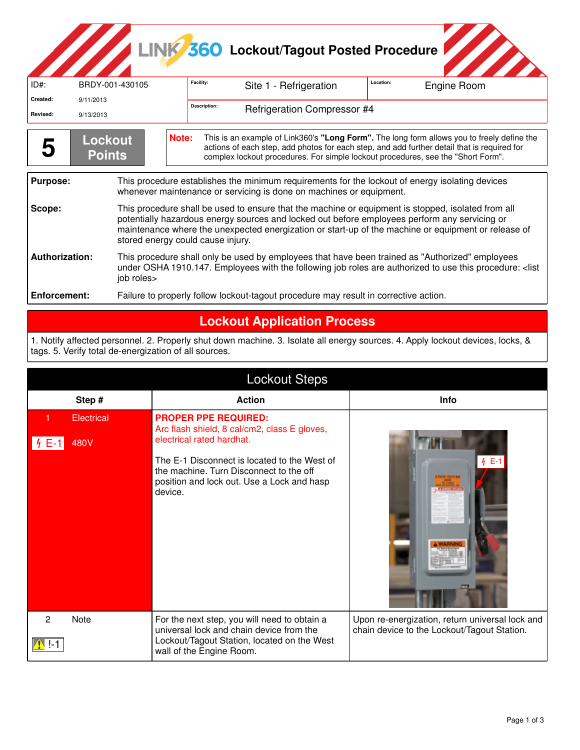# Lockout/Tagout Posted Procedure

| ID#: | BRDY-001-430105 | Facility: | Site 1 - Refrigeration | Location: | Engine Room |
|---|---|---|---|---|---|
| Created: | 9/11/2013 | Description: | Refrigeration Compressor #4 | | |
| Revised: | 9/13/2013 | | | | |

**5** **Lockout Points**

**Note:** This is an example of Link360's **"Long Form"**. The long form allows you to freely define the actions of each step, add photos for each step, and add further detail that is required for complex lockout procedures. For simple lockout procedures, see the "Short Form".

| | |
|---|---|
| **Purpose:** | This procedure establishes the minimum requirements for the lockout of energy isolating devices whenever maintenance or servicing is done on machines or equipment. |
| **Scope:** | This procedure shall be used to ensure that the machine or equipment is stopped, isolated from all potentially hazardous energy sources and locked out before employees perform any servicing or maintenance where the unexpected energization or start-up of the machine or equipment or release of stored energy could cause injury. |
| **Authorization:** | This procedure shall only be used by employees that have been trained as "Authorized" employees under OSHA 1910.147. Employees with the following job roles are authorized to use this procedure: <list job roles> |
| **Enforcement:** | Failure to properly follow lockout-tagout procedure may result in corrective action. |

## Lockout Application Process

1. Notify affected personnel. 2. Properly shut down machine. 3. Isolate all energy sources. 4. Apply lockout devices, locks, & tags. 5. Verify total de-energization of all sources.

## Lockout Steps

| Step # | Action | Info |
|---|---|---|
| 1 Electrical<br>E-1 480V | **PROPER PPE REQUIRED:**<br>Arc flash shield, 8 cal/cm2, class E gloves, electrical rated hardhat.<br><br>The E-1 Disconnect is located to the West of the machine. Turn Disconnect to the off position and lock out. Use a Lock and hasp device. | E-1 |
| 2 Note<br>!-1 | For the next step, you will need to obtain a universal lock and chain device from the Lockout/Tagout Station, located on the West wall of the Engine Room. | Upon re-energization, return universal lock and chain device to the Lockout/Tagout Station. |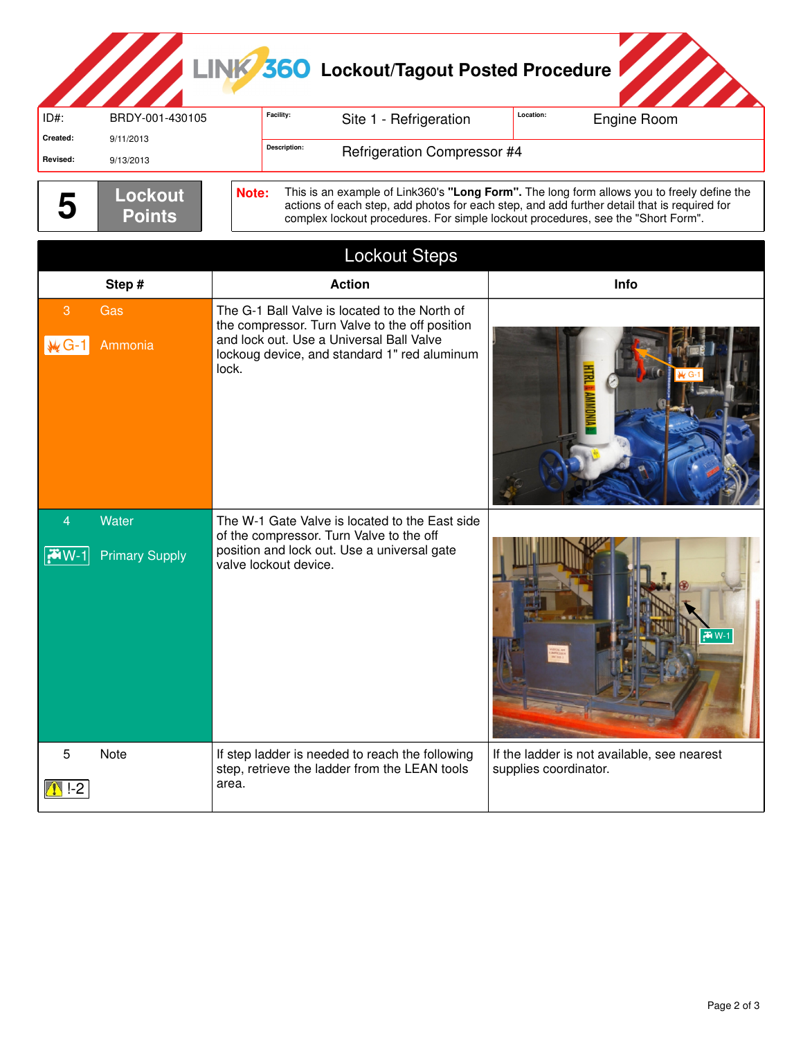# Lockout/Tagout Posted Procedure

| ID#: | BRDY-001-430105 | Facility: | Site 1 - Refrigeration | Location: | Engine Room |
|---|---|---|---|---|---|
| Created: | 9/11/2013 | Description: | Refrigeration Compressor #4 | | |
| Revised: | 9/13/2013 | | | | |

**5 Lockout Points**

**Note:** This is an example of Link360's **"Long Form".** The long form allows you to freely define the actions of each step, add photos for each step, and add further detail that is required for complex lockout procedures. For simple lockout procedures, see the "Short Form".

## Lockout Steps

| Step # | Action | Info |
|---|---|---|
| 3 Gas<br>G-1 Ammonia | The G-1 Ball Valve is located to the North of the compressor. Turn Valve to the off position and lock out. Use a Universal Ball Valve lockoug device, and standard 1" red aluminum lock. | |
| 4 Water<br>W-1 Primary Supply | The W-1 Gate Valve is located to the East side of the compressor. Turn Valve to the off position and lock out. Use a universal gate valve lockout device. | |
| 5 Note<br>!-2 | If step ladder is needed to reach the following step, retrieve the ladder from the LEAN tools area. | If the ladder is not available, see nearest supplies coordinator. |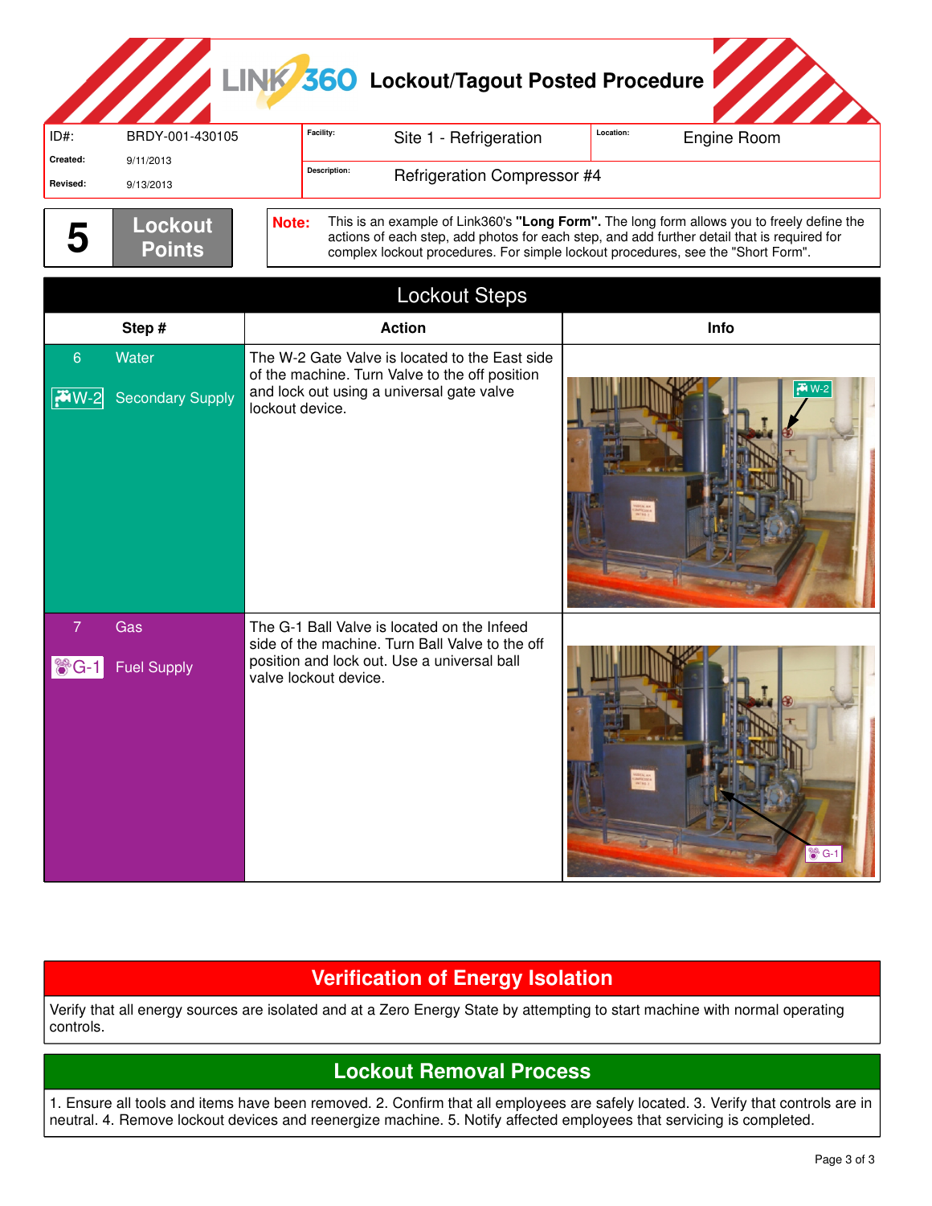# Lockout/Tagout Posted Procedure

| | | | | | |
|---|---|---|---|---|---|
| ID#: | BRDY-001-430105 | Facility: | Site 1 - Refrigeration | Location: | Engine Room |
| Created: | 9/11/2013 | Description: | Refrigeration Compressor #4 | | |
| Revised: | 9/13/2013 | | | | |

**5** Lockout Points

**Note:** This is an example of Link360's **"Long Form".** The long form allows you to freely define the actions of each step, add photos for each step, and add further detail that is required for complex lockout procedures. For simple lockout procedures, see the "Short Form".

## Lockout Steps

| Step # | Action | Info |
|---|---|---|
| 6 Water<br>W-2 Secondary Supply | The W-2 Gate Valve is located to the East side of the machine. Turn Valve to the off position and lock out using a universal gate valve lockout device. | W-2 |
| 7 Gas<br>G-1 Fuel Supply | The G-1 Ball Valve is located on the Infeed side of the machine. Turn Ball Valve to the off position and lock out. Use a universal ball valve lockout device. | G-1 |

## Verification of Energy Isolation

Verify that all energy sources are isolated and at a Zero Energy State by attempting to start machine with normal operating controls.

## Lockout Removal Process

1. Ensure all tools and items have been removed. 2. Confirm that all employees are safely located. 3. Verify that controls are in neutral. 4. Remove lockout devices and reenergize machine. 5. Notify affected employees that servicing is completed.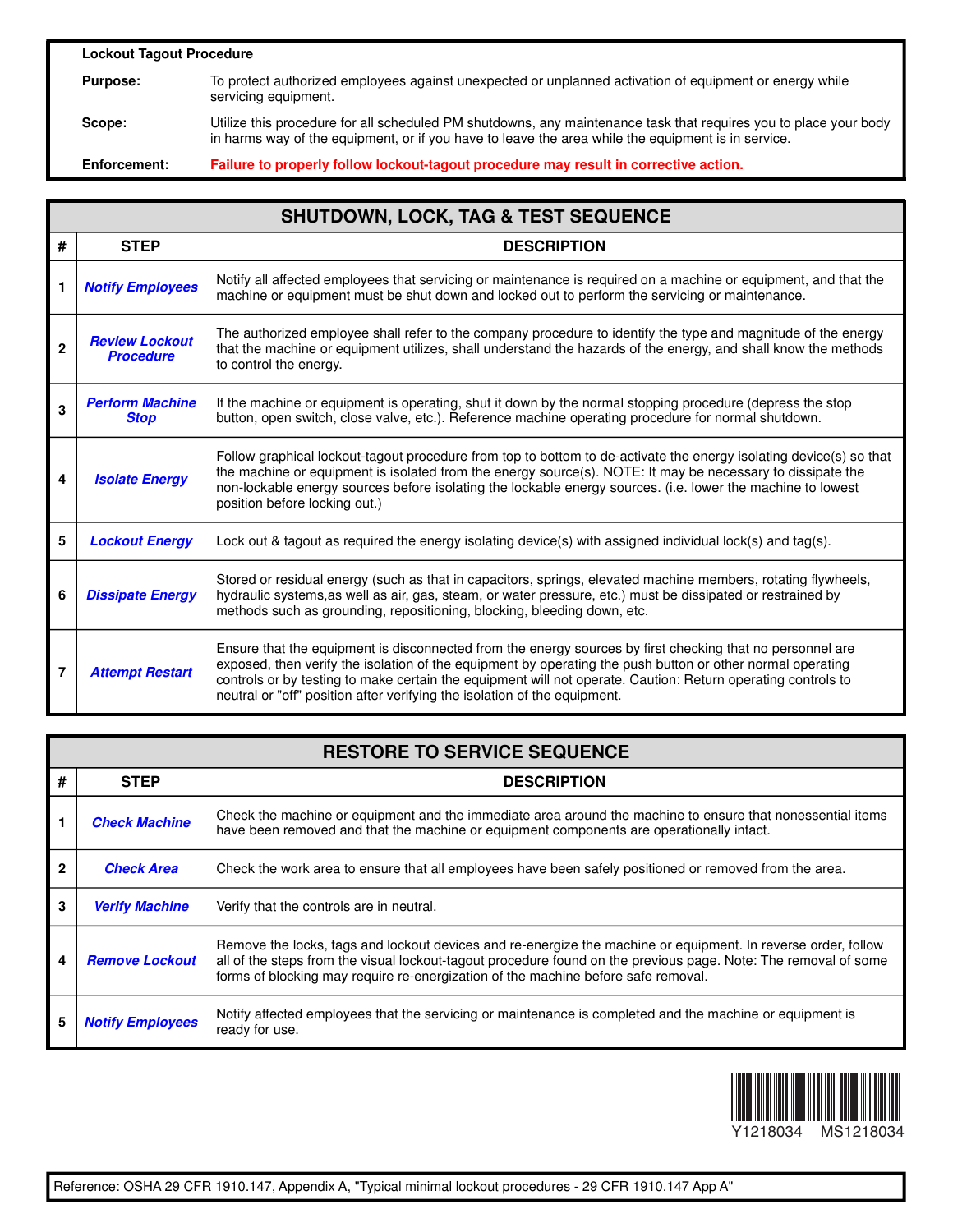**Lockout Tagout Procedure**

| | |
|---|---|
| **Purpose:** | To protect authorized employees against unexpected or unplanned activation of equipment or energy while servicing equipment. |
| **Scope:** | Utilize this procedure for all scheduled PM shutdowns, any maintenance task that requires you to place your body in harms way of the equipment, or if you have to leave the area while the equipment is in service. |
| **Enforcement:** | **Failure to properly follow lockout-tagout procedure may result in corrective action.** |

## SHUTDOWN, LOCK, TAG & TEST SEQUENCE

| # | STEP | DESCRIPTION |
|---|---|---|
| 1 | ***Notify Employees*** | Notify all affected employees that servicing or maintenance is required on a machine or equipment, and that the machine or equipment must be shut down and locked out to perform the servicing or maintenance. |
| 2 | ***Review Lockout Procedure*** | The authorized employee shall refer to the company procedure to identify the type and magnitude of the energy that the machine or equipment utilizes, shall understand the hazards of the energy, and shall know the methods to control the energy. |
| 3 | ***Perform Machine Stop*** | If the machine or equipment is operating, shut it down by the normal stopping procedure (depress the stop button, open switch, close valve, etc.). Reference machine operating procedure for normal shutdown. |
| 4 | ***Isolate Energy*** | Follow graphical lockout-tagout procedure from top to bottom to de-activate the energy isolating device(s) so that the machine or equipment is isolated from the energy source(s). NOTE: It may be necessary to dissipate the non-lockable energy sources before isolating the lockable energy sources. (i.e. lower the machine to lowest position before locking out.) |
| 5 | ***Lockout Energy*** | Lock out & tagout as required the energy isolating device(s) with assigned individual lock(s) and tag(s). |
| 6 | ***Dissipate Energy*** | Stored or residual energy (such as that in capacitors, springs, elevated machine members, rotating flywheels, hydraulic systems,as well as air, gas, steam, or water pressure, etc.) must be dissipated or restrained by methods such as grounding, repositioning, blocking, bleeding down, etc. |
| 7 | ***Attempt Restart*** | Ensure that the equipment is disconnected from the energy sources by first checking that no personnel are exposed, then verify the isolation of the equipment by operating the push button or other normal operating controls or by testing to make certain the equipment will not operate. Caution: Return operating controls to neutral or "off" position after verifying the isolation of the equipment. |

## RESTORE TO SERVICE SEQUENCE

| # | STEP | DESCRIPTION |
|---|---|---|
| 1 | ***Check Machine*** | Check the machine or equipment and the immediate area around the machine to ensure that nonessential items have been removed and that the machine or equipment components are operationally intact. |
| 2 | ***Check Area*** | Check the work area to ensure that all employees have been safely positioned or removed from the area. |
| 3 | ***Verify Machine*** | Verify that the controls are in neutral. |
| 4 | ***Remove Lockout*** | Remove the locks, tags and lockout devices and re-energize the machine or equipment. In reverse order, follow all of the steps from the visual lockout-tagout procedure found on the previous page. Note: The removal of some forms of blocking may require re-energization of the machine before safe removal. |
| 5 | ***Notify Employees*** | Notify affected employees that the servicing or maintenance is completed and the machine or equipment is ready for use. |

Y1218034 MS1218034

Reference: OSHA 29 CFR 1910.147, Appendix A, "Typical minimal lockout procedures - 29 CFR 1910.147 App A"